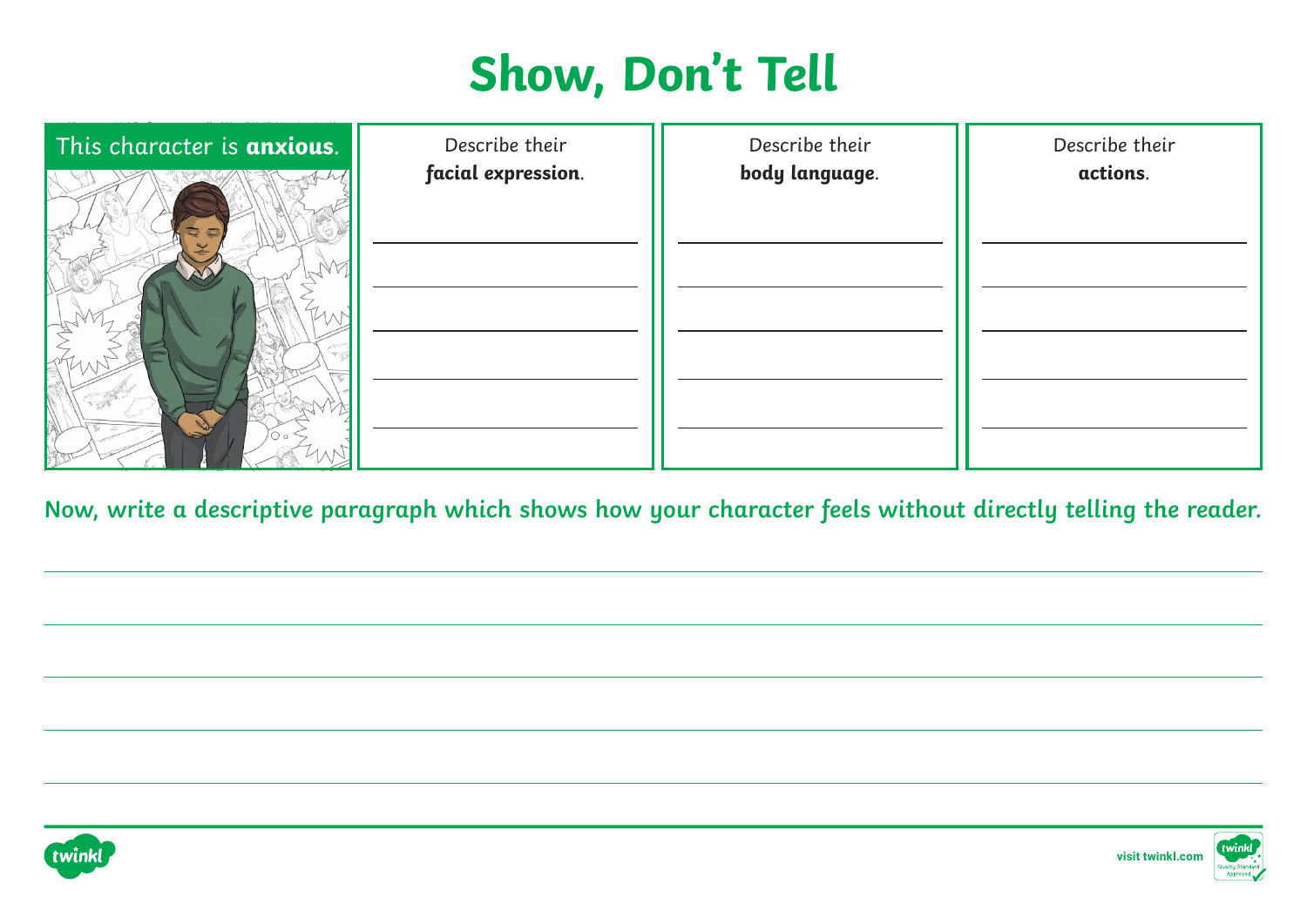# Show, Don't Tell

| This character is **anxious**. | Describe their ***facial expression***. | Describe their **body language**. | Describe their **actions**. |
| --- | --- | --- | --- |
| | | | |

**Now, write a descriptive paragraph which shows how your character feels without directly telling the reader.**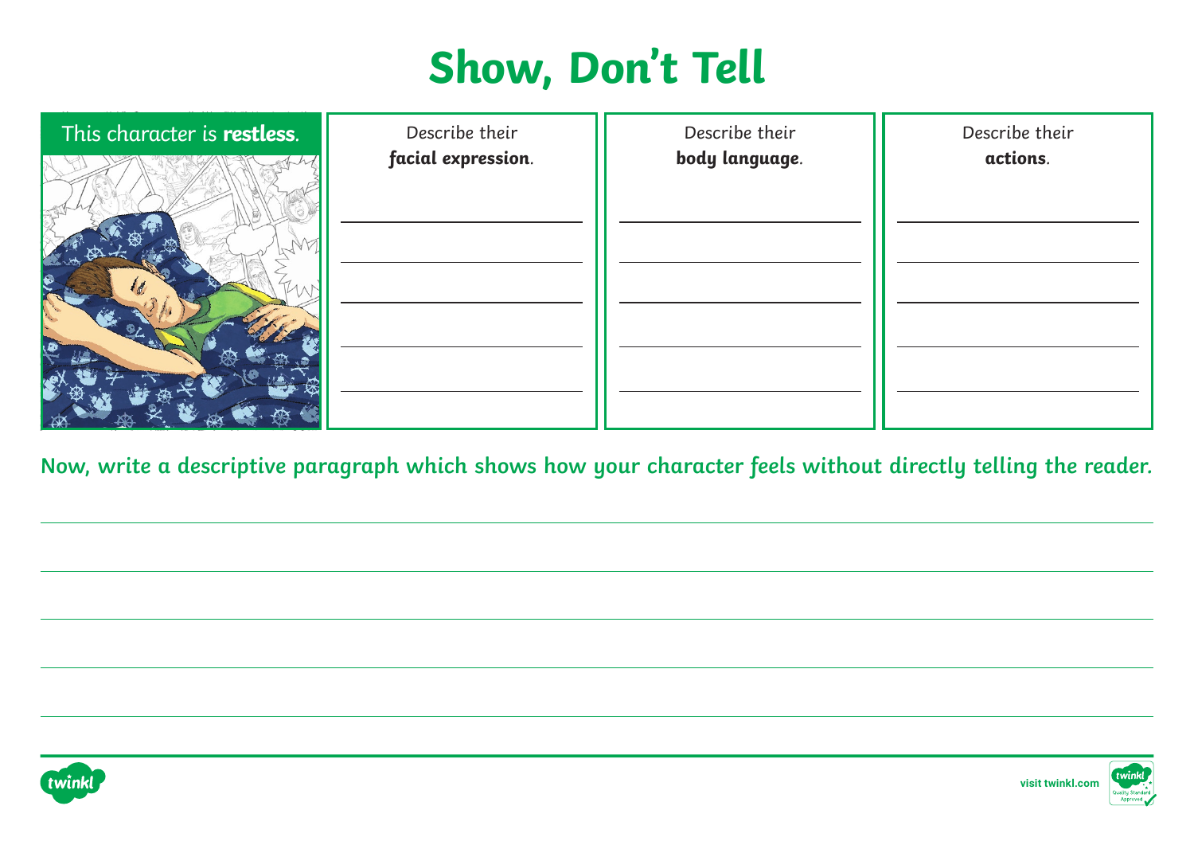# Show, Don't Tell

| This character is **restless**. | Describe their **facial expression**. | Describe their **body language**. | Describe their **actions**. |
| --- | --- | --- | --- |
| | | | |

**Now, write a descriptive paragraph which shows how your character feels without directly telling the reader.**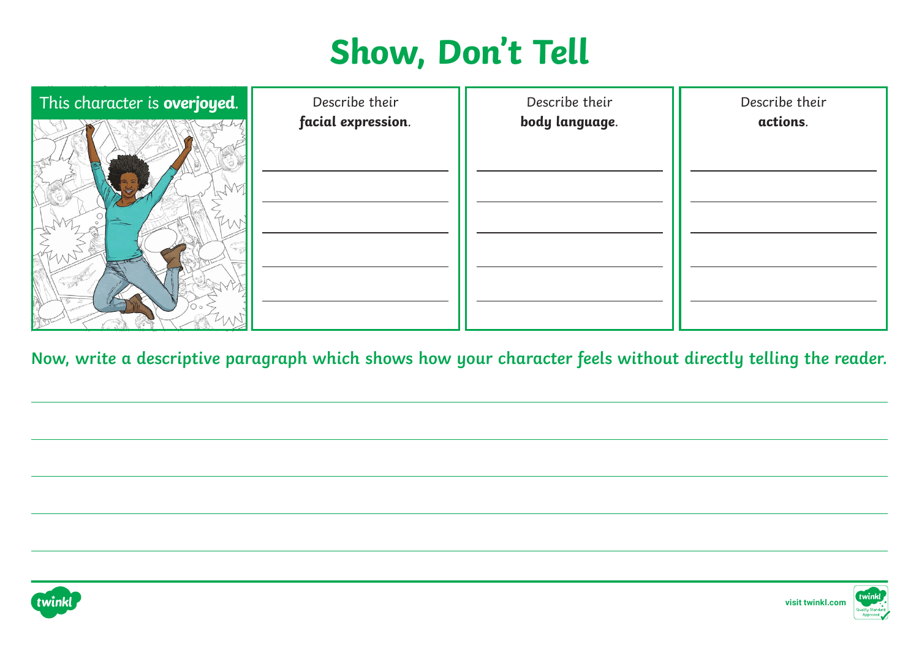# Show, Don't Tell

| This character is **overjoyed**. | Describe their **facial expression**. | Describe their **body language**. | Describe their **actions**. |
| --- | --- | --- | --- |
| | | | |

**Now, write a descriptive paragraph which shows how your character feels without directly telling the reader.**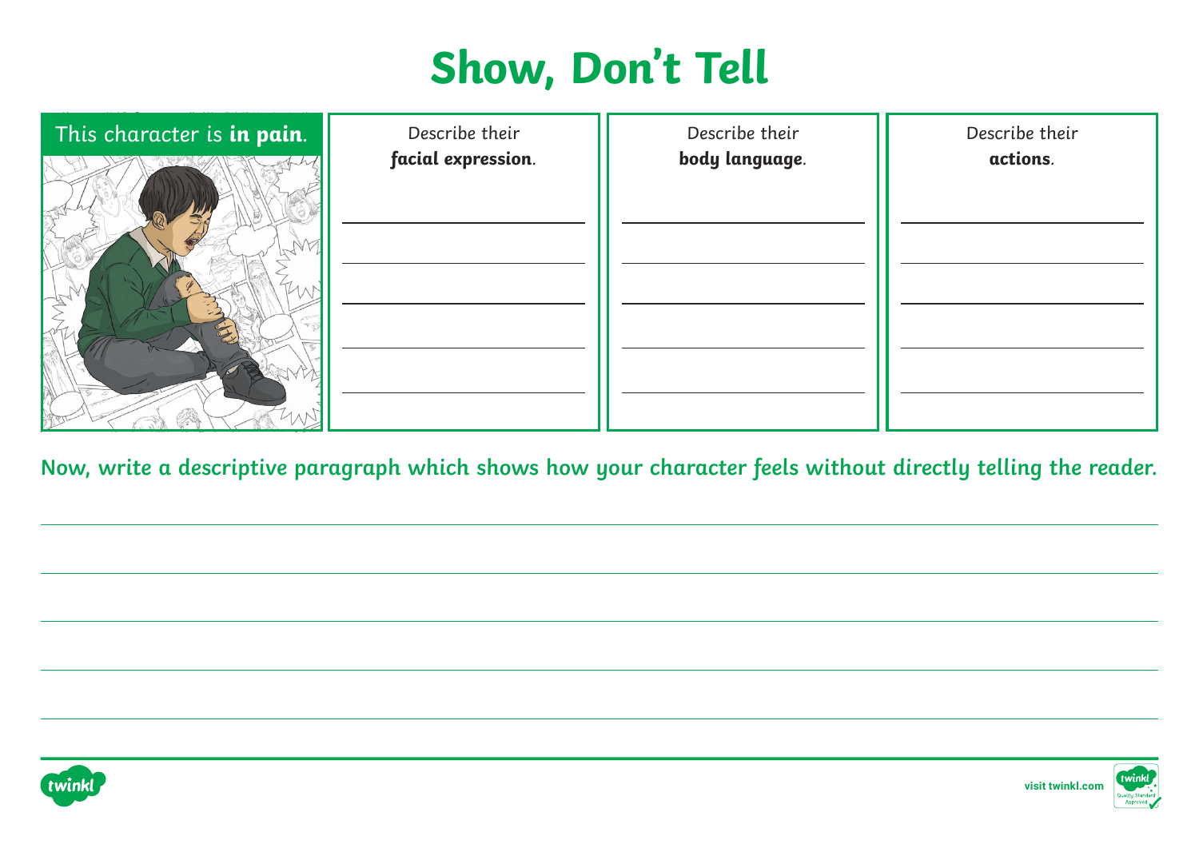# Show, Don't Tell

| This character is **in pain**. | Describe their **facial expression**. | Describe their **body language**. | Describe their **actions**. |
| --- | --- | --- | --- |
| | | | |

**Now, write a descriptive paragraph which shows how your character feels without directly telling the reader.**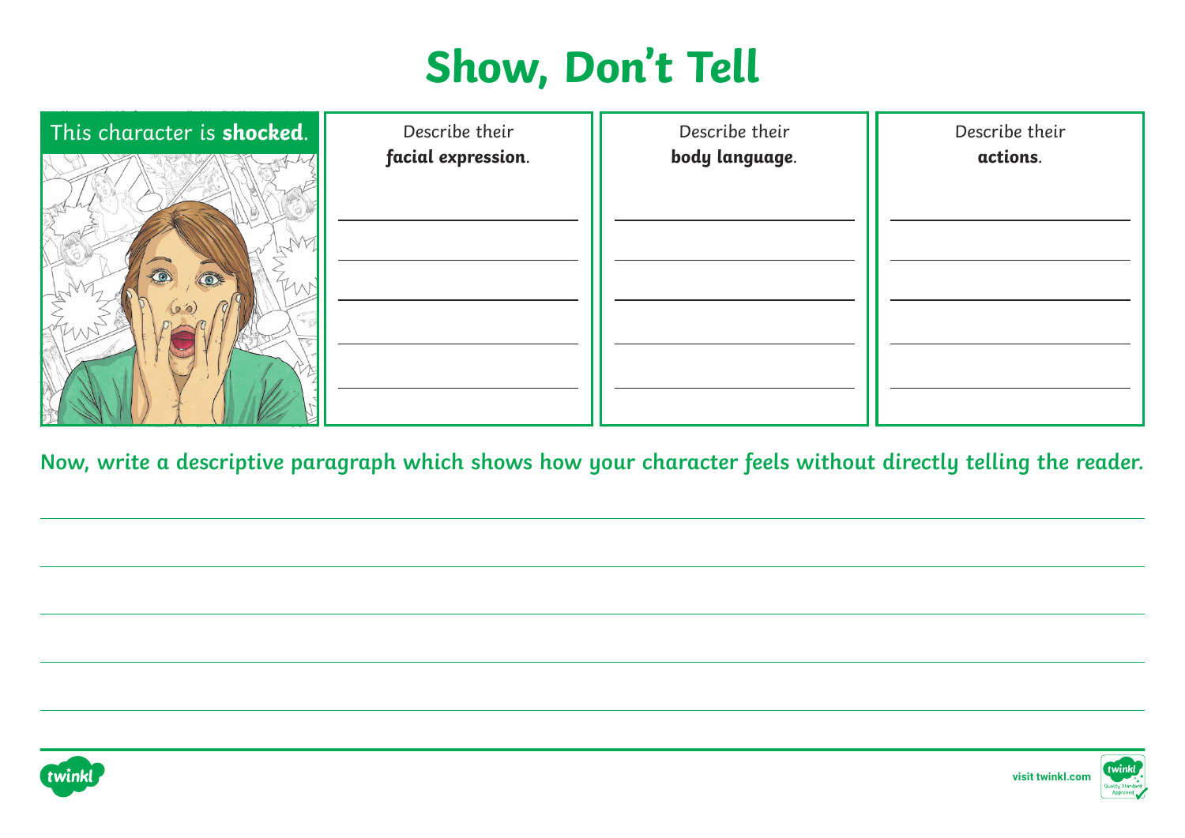# Show, Don't Tell

| This character is **shocked**. | Describe their **facial expression**. | Describe their **body language**. | Describe their **actions**. |
| --- | --- | --- | --- |
| | | | |

**Now, write a descriptive paragraph which shows how your character feels without directly telling the reader.**